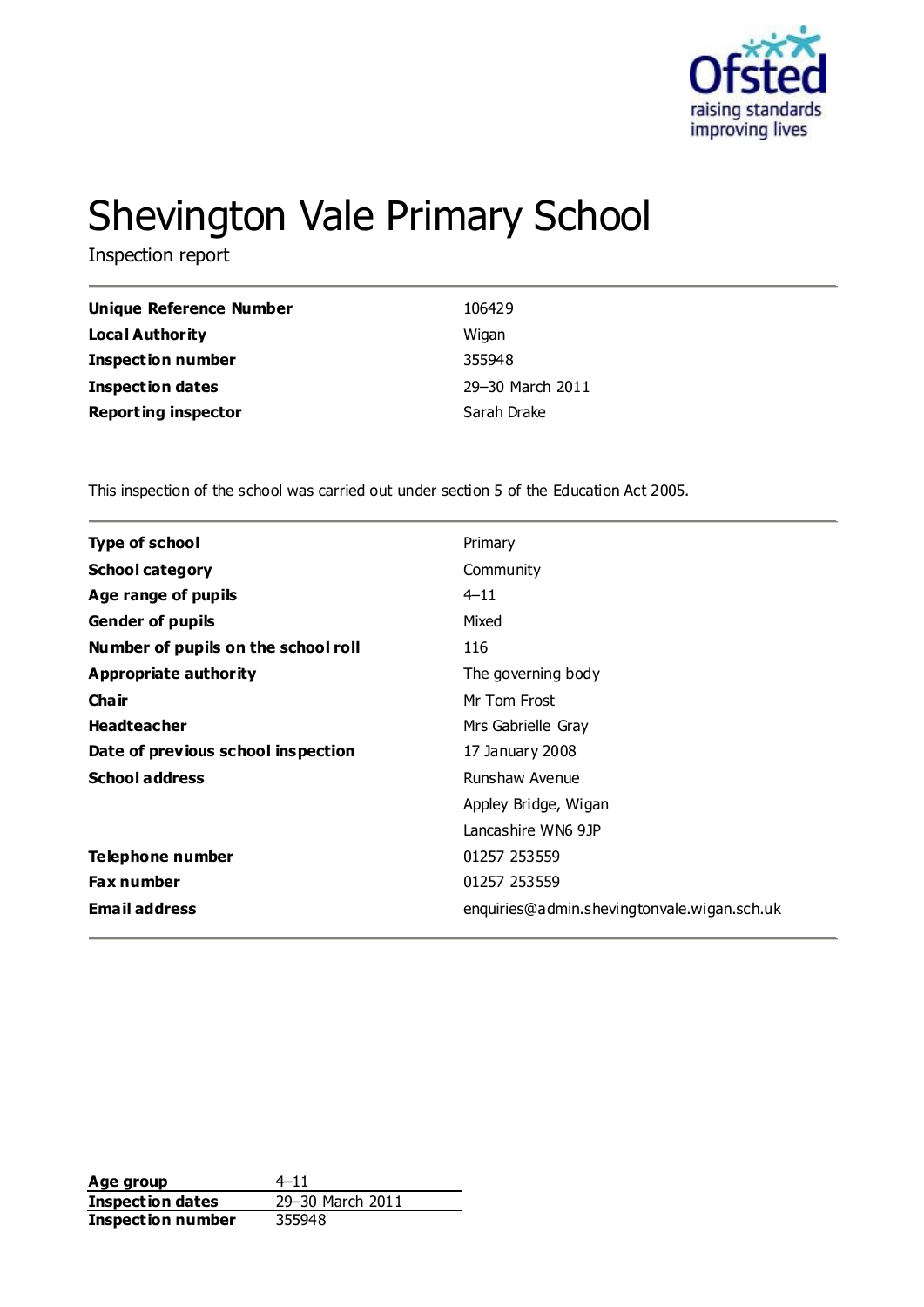# Shevington Vale Primary School

Inspection report

| | |
|---|---|
| **Unique Reference Number** | 106429 |
| **Local Authority** | Wigan |
| **Inspection number** | 355948 |
| **Inspection dates** | 29–30 March 2011 |
| **Reporting inspector** | Sarah Drake |

This inspection of the school was carried out under section 5 of the Education Act 2005.

| | |
|---|---|
| **Type of school** | Primary |
| **School category** | Community |
| **Age range of pupils** | 4–11 |
| **Gender of pupils** | Mixed |
| **Number of pupils on the school roll** | 116 |
| **Appropriate authority** | The governing body |
| **Chair** | Mr Tom Frost |
| **Headteacher** | Mrs Gabrielle Gray |
| **Date of previous school inspection** | 17 January 2008 |
| **School address** | Runshaw Avenue<br>Appley Bridge, Wigan<br>Lancashire WN6 9JP |
| **Telephone number** | 01257 253559 |
| **Fax number** | 01257 253559 |
| **Email address** | enquiries@admin.shevingtonvale.wigan.sch.uk |

| | |
|---|---|
| **Age group** | 4–11 |
| **Inspection dates** | 29–30 March 2011 |
| **Inspection number** | 355948 |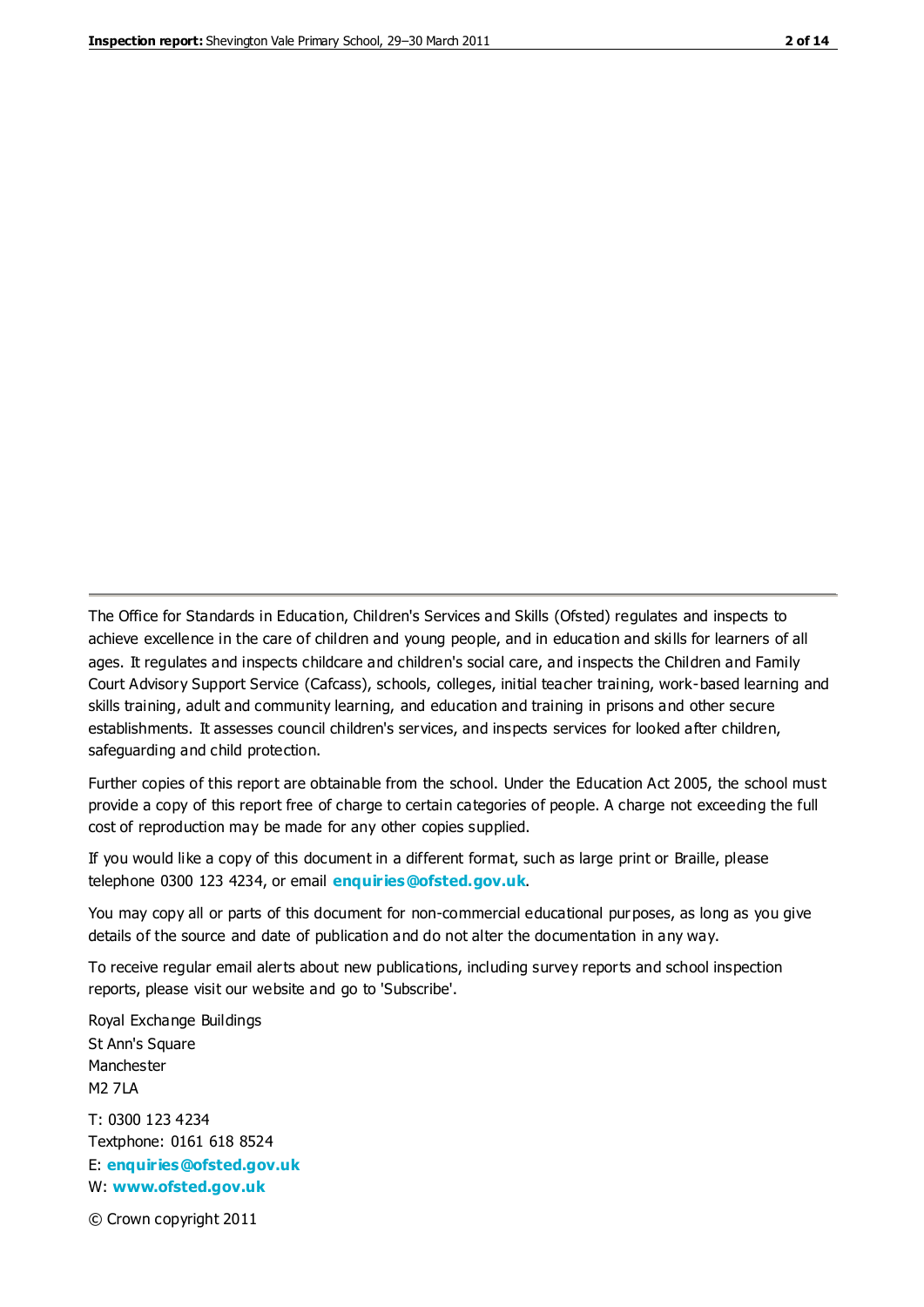The Office for Standards in Education, Children's Services and Skills (Ofsted) regulates and inspects to achieve excellence in the care of children and young people, and in education and skills for learners of all ages. It regulates and inspects childcare and children's social care, and inspects the Children and Family Court Advisory Support Service (Cafcass), schools, colleges, initial teacher training, work-based learning and skills training, adult and community learning, and education and training in prisons and other secure establishments. It assesses council children's services, and inspects services for looked after children, safeguarding and child protection.

Further copies of this report are obtainable from the school. Under the Education Act 2005, the school must provide a copy of this report free of charge to certain categories of people. A charge not exceeding the full cost of reproduction may be made for any other copies supplied.

If you would like a copy of this document in a different format, such as large print or Braille, please telephone 0300 123 4234, or email **enquiries@ofsted.gov.uk**.

You may copy all or parts of this document for non-commercial educational purposes, as long as you give details of the source and date of publication and do not alter the documentation in any way.

To receive regular email alerts about new publications, including survey reports and school inspection reports, please visit our website and go to 'Subscribe'.

Royal Exchange Buildings
St Ann's Square
Manchester
M2 7LA

T: 0300 123 4234
Textphone: 0161 618 8524
E: **enquiries@ofsted.gov.uk**
W: **www.ofsted.gov.uk**

© Crown copyright 2011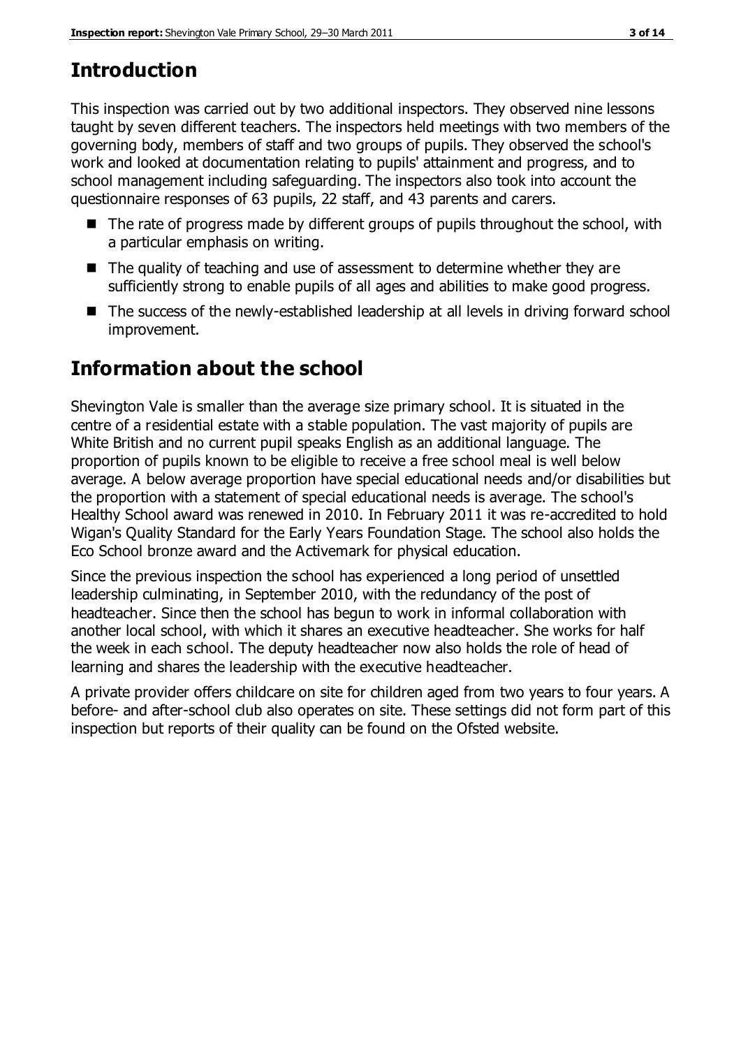## Introduction

This inspection was carried out by two additional inspectors. They observed nine lessons taught by seven different teachers. The inspectors held meetings with two members of the governing body, members of staff and two groups of pupils. They observed the school's work and looked at documentation relating to pupils' attainment and progress, and to school management including safeguarding. The inspectors also took into account the questionnaire responses of 63 pupils, 22 staff, and 43 parents and carers.

- The rate of progress made by different groups of pupils throughout the school, with a particular emphasis on writing.
- The quality of teaching and use of assessment to determine whether they are sufficiently strong to enable pupils of all ages and abilities to make good progress.
- The success of the newly-established leadership at all levels in driving forward school improvement.

## Information about the school

Shevington Vale is smaller than the average size primary school. It is situated in the centre of a residential estate with a stable population. The vast majority of pupils are White British and no current pupil speaks English as an additional language. The proportion of pupils known to be eligible to receive a free school meal is well below average. A below average proportion have special educational needs and/or disabilities but the proportion with a statement of special educational needs is average. The school's Healthy School award was renewed in 2010. In February 2011 it was re-accredited to hold Wigan's Quality Standard for the Early Years Foundation Stage. The school also holds the Eco School bronze award and the Activemark for physical education.

Since the previous inspection the school has experienced a long period of unsettled leadership culminating, in September 2010, with the redundancy of the post of headteacher. Since then the school has begun to work in informal collaboration with another local school, with which it shares an executive headteacher. She works for half the week in each school. The deputy headteacher now also holds the role of head of learning and shares the leadership with the executive headteacher.

A private provider offers childcare on site for children aged from two years to four years. A before- and after-school club also operates on site. These settings did not form part of this inspection but reports of their quality can be found on the Ofsted website.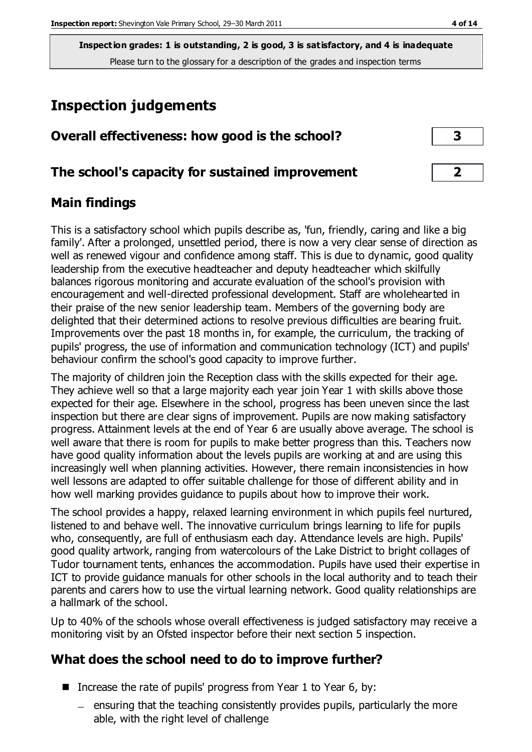**Inspection grades: 1 is outstanding, 2 is good, 3 is satisfactory, and 4 is inadequate**
Please turn to the glossary for a description of the grades and inspection terms

# Inspection judgements

## Overall effectiveness: how good is the school? 3

## The school's capacity for sustained improvement 2

## Main findings

This is a satisfactory school which pupils describe as, 'fun, friendly, caring and like a big family'. After a prolonged, unsettled period, there is now a very clear sense of direction as well as renewed vigour and confidence among staff. This is due to dynamic, good quality leadership from the executive headteacher and deputy headteacher which skilfully balances rigorous monitoring and accurate evaluation of the school's provision with encouragement and well-directed professional development. Staff are wholehearted in their praise of the new senior leadership team. Members of the governing body are delighted that their determined actions to resolve previous difficulties are bearing fruit. Improvements over the past 18 months in, for example, the curriculum, the tracking of pupils' progress, the use of information and communication technology (ICT) and pupils' behaviour confirm the school's good capacity to improve further.

The majority of children join the Reception class with the skills expected for their age. They achieve well so that a large majority each year join Year 1 with skills above those expected for their age. Elsewhere in the school, progress has been uneven since the last inspection but there are clear signs of improvement. Pupils are now making satisfactory progress. Attainment levels at the end of Year 6 are usually above average. The school is well aware that there is room for pupils to make better progress than this. Teachers now have good quality information about the levels pupils are working at and are using this increasingly well when planning activities. However, there remain inconsistencies in how well lessons are adapted to offer suitable challenge for those of different ability and in how well marking provides guidance to pupils about how to improve their work.

The school provides a happy, relaxed learning environment in which pupils feel nurtured, listened to and behave well. The innovative curriculum brings learning to life for pupils who, consequently, are full of enthusiasm each day. Attendance levels are high. Pupils' good quality artwork, ranging from watercolours of the Lake District to bright collages of Tudor tournament tents, enhances the accommodation. Pupils have used their expertise in ICT to provide guidance manuals for other schools in the local authority and to teach their parents and carers how to use the virtual learning network. Good quality relationships are a hallmark of the school.

Up to 40% of the schools whose overall effectiveness is judged satisfactory may receive a monitoring visit by an Ofsted inspector before their next section 5 inspection.

## What does the school need to do to improve further?

- Increase the rate of pupils' progress from Year 1 to Year 6, by:
  - ensuring that the teaching consistently provides pupils, particularly the more able, with the right level of challenge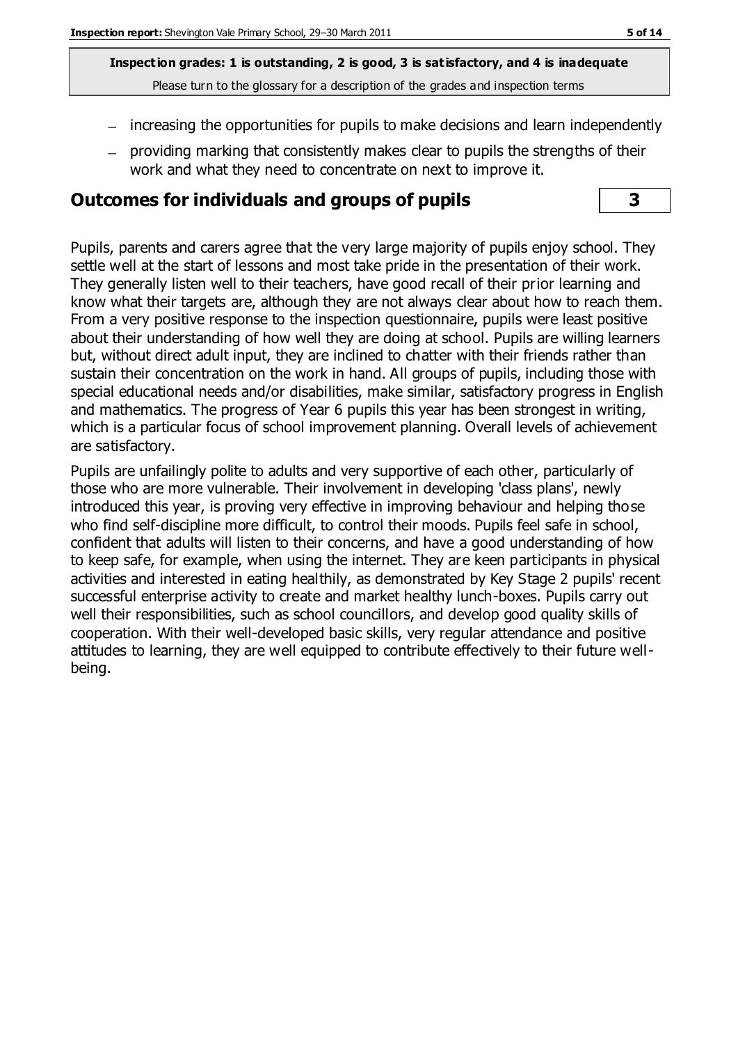- increasing the opportunities for pupils to make decisions and learn independently
- providing marking that consistently makes clear to pupils the strengths of their work and what they need to concentrate on next to improve it.

## Outcomes for individuals and groups of pupils **3**

Pupils, parents and carers agree that the very large majority of pupils enjoy school. They settle well at the start of lessons and most take pride in the presentation of their work. They generally listen well to their teachers, have good recall of their prior learning and know what their targets are, although they are not always clear about how to reach them. From a very positive response to the inspection questionnaire, pupils were least positive about their understanding of how well they are doing at school. Pupils are willing learners but, without direct adult input, they are inclined to chatter with their friends rather than sustain their concentration on the work in hand. All groups of pupils, including those with special educational needs and/or disabilities, make similar, satisfactory progress in English and mathematics. The progress of Year 6 pupils this year has been strongest in writing, which is a particular focus of school improvement planning. Overall levels of achievement are satisfactory.

Pupils are unfailingly polite to adults and very supportive of each other, particularly of those who are more vulnerable. Their involvement in developing 'class plans', newly introduced this year, is proving very effective in improving behaviour and helping those who find self-discipline more difficult, to control their moods. Pupils feel safe in school, confident that adults will listen to their concerns, and have a good understanding of how to keep safe, for example, when using the internet. They are keen participants in physical activities and interested in eating healthily, as demonstrated by Key Stage 2 pupils' recent successful enterprise activity to create and market healthy lunch-boxes. Pupils carry out well their responsibilities, such as school councillors, and develop good quality skills of cooperation. With their well-developed basic skills, very regular attendance and positive attitudes to learning, they are well equipped to contribute effectively to their future well-being.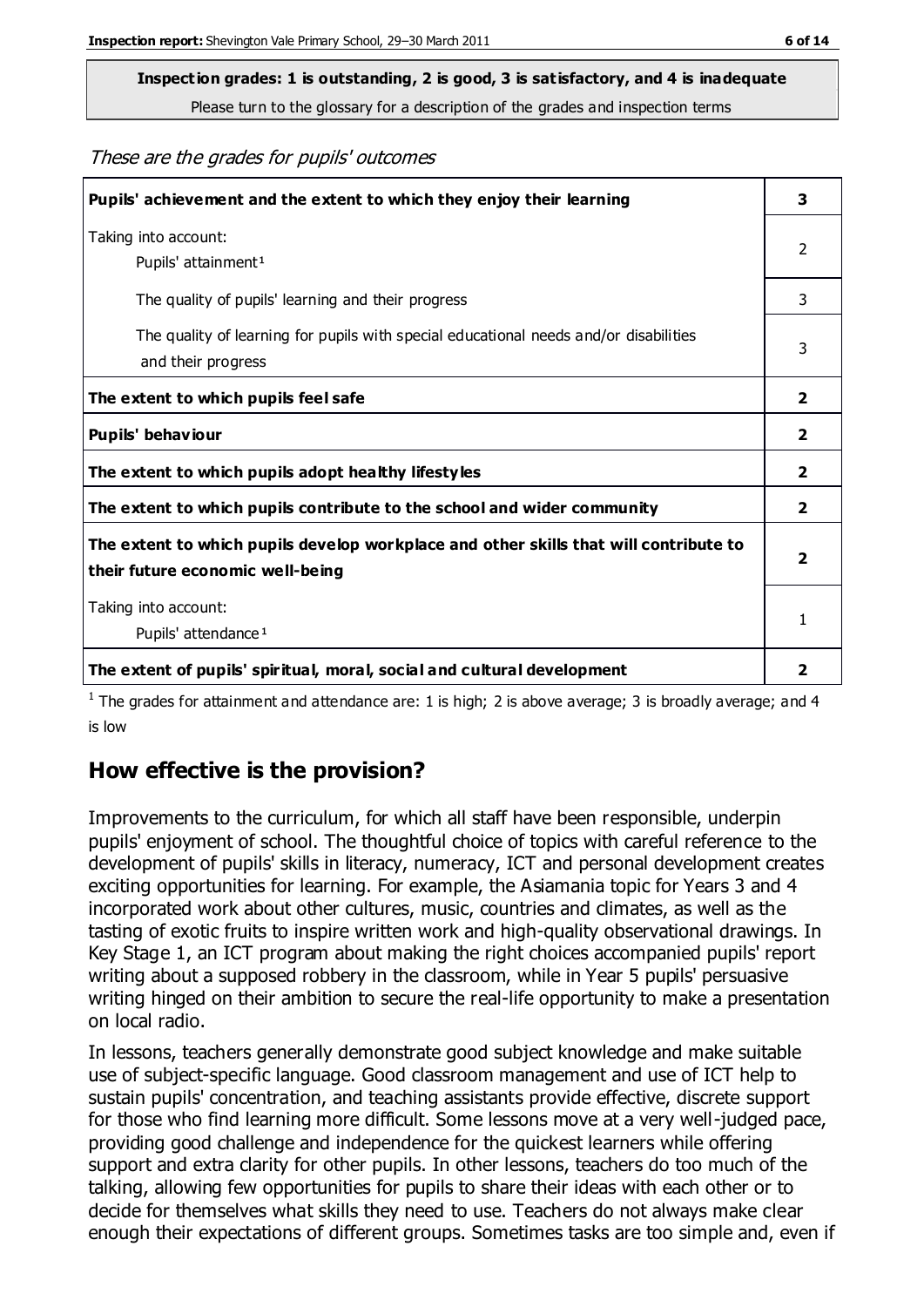**Inspection grades: 1 is outstanding, 2 is good, 3 is satisfactory, and 4 is inadequate**

Please turn to the glossary for a description of the grades and inspection terms

*These are the grades for pupils' outcomes*

| | |
|---|---|
| **Pupils' achievement and the extent to which they enjoy their learning** | **3** |
| Taking into account: Pupils' attainment [1] | 2 |
| The quality of pupils' learning and their progress | 3 |
| The quality of learning for pupils with special educational needs and/or disabilities and their progress | 3 |
| **The extent to which pupils feel safe** | **2** |
| **Pupils' behaviour** | **2** |
| **The extent to which pupils adopt healthy lifestyles** | **2** |
| **The extent to which pupils contribute to the school and wider community** | **2** |
| **The extent to which pupils develop workplace and other skills that will contribute to their future economic well-being** | **2** |
| Taking into account: Pupils' attendance [1] | 1 |
| **The extent of pupils' spiritual, moral, social and cultural development** | **2** |

[1] The grades for attainment and attendance are: 1 is high; 2 is above average; 3 is broadly average; and 4 is low

## How effective is the provision?

Improvements to the curriculum, for which all staff have been responsible, underpin pupils' enjoyment of school. The thoughtful choice of topics with careful reference to the development of pupils' skills in literacy, numeracy, ICT and personal development creates exciting opportunities for learning. For example, the Asiamania topic for Years 3 and 4 incorporated work about other cultures, music, countries and climates, as well as the tasting of exotic fruits to inspire written work and high-quality observational drawings. In Key Stage 1, an ICT program about making the right choices accompanied pupils' report writing about a supposed robbery in the classroom, while in Year 5 pupils' persuasive writing hinged on their ambition to secure the real-life opportunity to make a presentation on local radio.

In lessons, teachers generally demonstrate good subject knowledge and make suitable use of subject-specific language. Good classroom management and use of ICT help to sustain pupils' concentration, and teaching assistants provide effective, discrete support for those who find learning more difficult. Some lessons move at a very well-judged pace, providing good challenge and independence for the quickest learners while offering support and extra clarity for other pupils. In other lessons, teachers do too much of the talking, allowing few opportunities for pupils to share their ideas with each other or to decide for themselves what skills they need to use. Teachers do not always make clear enough their expectations of different groups. Sometimes tasks are too simple and, even if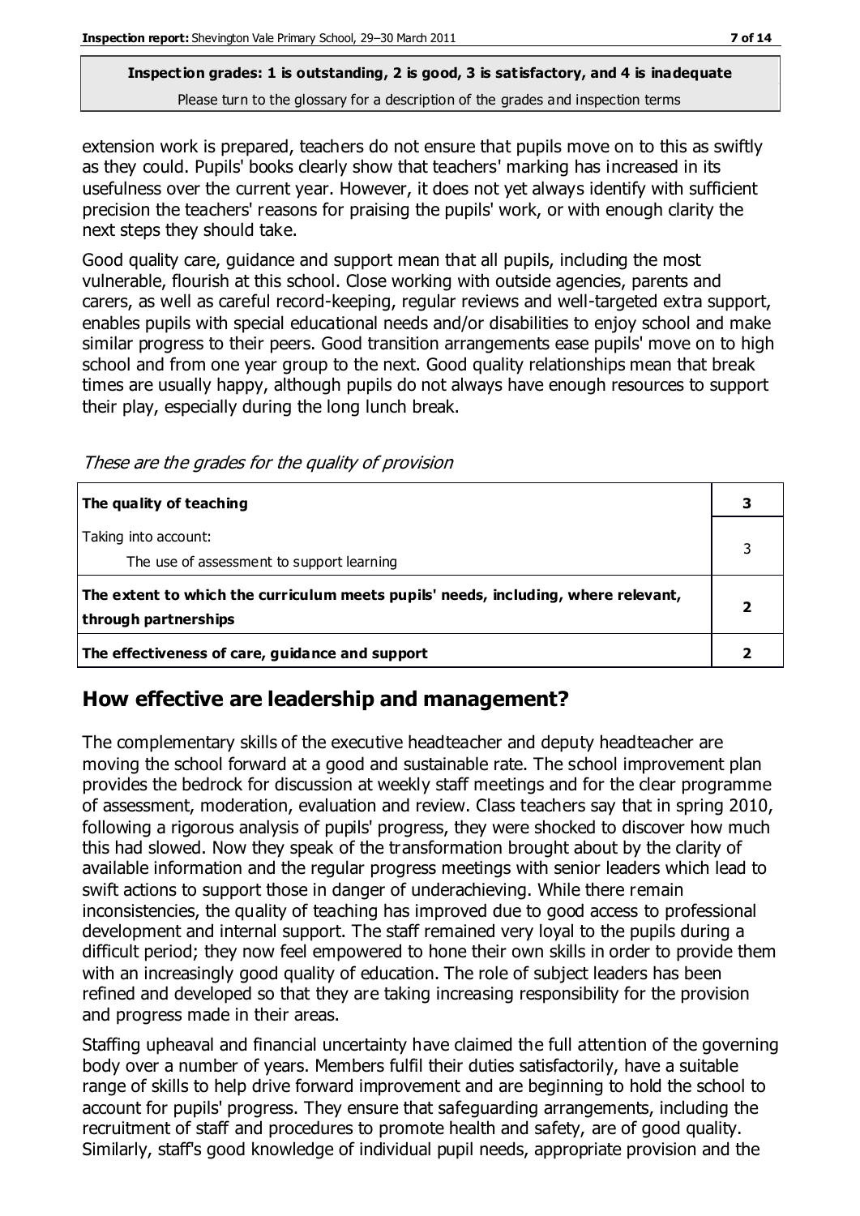extension work is prepared, teachers do not ensure that pupils move on to this as swiftly as they could. Pupils' books clearly show that teachers' marking has increased in its usefulness over the current year. However, it does not yet always identify with sufficient precision the teachers' reasons for praising the pupils' work, or with enough clarity the next steps they should take.

Good quality care, guidance and support mean that all pupils, including the most vulnerable, flourish at this school. Close working with outside agencies, parents and carers, as well as careful record-keeping, regular reviews and well-targeted extra support, enables pupils with special educational needs and/or disabilities to enjoy school and make similar progress to their peers. Good transition arrangements ease pupils' move on to high school and from one year group to the next. Good quality relationships mean that break times are usually happy, although pupils do not always have enough resources to support their play, especially during the long lunch break.

*These are the grades for the quality of provision*

| | |
|---|---|
| **The quality of teaching** | **3** |
| Taking into account: The use of assessment to support learning | 3 |
| **The extent to which the curriculum meets pupils' needs, including, where relevant, through partnerships** | **2** |
| **The effectiveness of care, guidance and support** | **2** |

## How effective are leadership and management?

The complementary skills of the executive headteacher and deputy headteacher are moving the school forward at a good and sustainable rate. The school improvement plan provides the bedrock for discussion at weekly staff meetings and for the clear programme of assessment, moderation, evaluation and review. Class teachers say that in spring 2010, following a rigorous analysis of pupils' progress, they were shocked to discover how much this had slowed. Now they speak of the transformation brought about by the clarity of available information and the regular progress meetings with senior leaders which lead to swift actions to support those in danger of underachieving. While there remain inconsistencies, the quality of teaching has improved due to good access to professional development and internal support. The staff remained very loyal to the pupils during a difficult period; they now feel empowered to hone their own skills in order to provide them with an increasingly good quality of education. The role of subject leaders has been refined and developed so that they are taking increasing responsibility for the provision and progress made in their areas.

Staffing upheaval and financial uncertainty have claimed the full attention of the governing body over a number of years. Members fulfil their duties satisfactorily, have a suitable range of skills to help drive forward improvement and are beginning to hold the school to account for pupils' progress. They ensure that safeguarding arrangements, including the recruitment of staff and procedures to promote health and safety, are of good quality. Similarly, staff's good knowledge of individual pupil needs, appropriate provision and the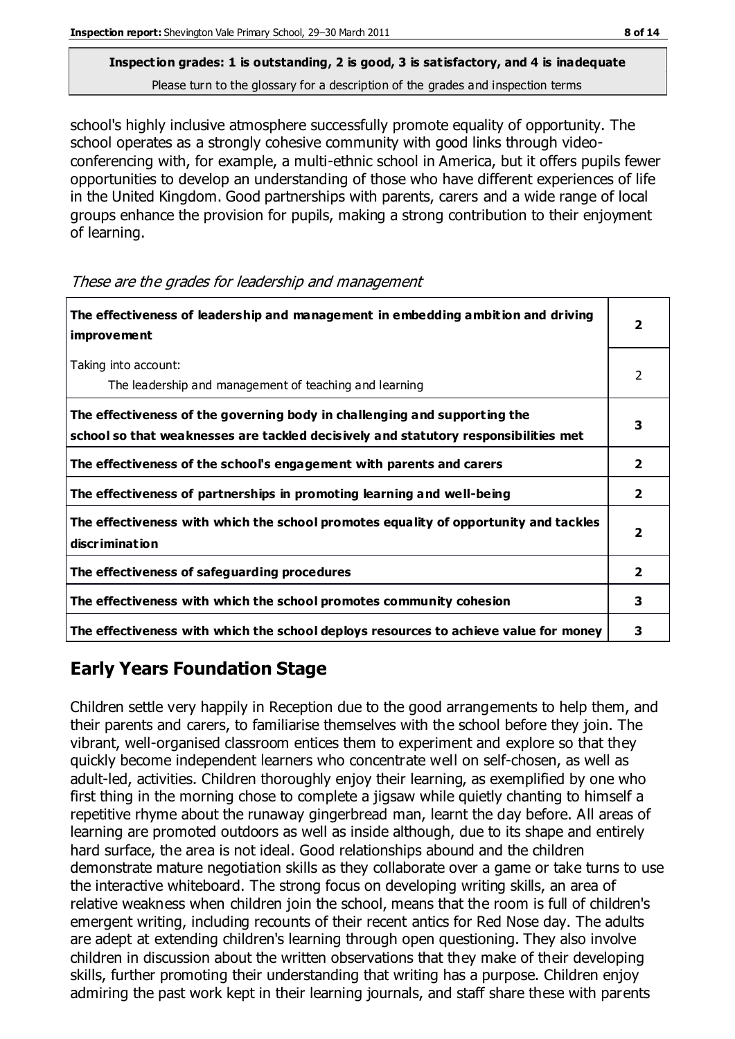**Inspection grades: 1 is outstanding, 2 is good, 3 is satisfactory, and 4 is inadequate**
Please turn to the glossary for a description of the grades and inspection terms

school's highly inclusive atmosphere successfully promote equality of opportunity. The school operates as a strongly cohesive community with good links through video-conferencing with, for example, a multi-ethnic school in America, but it offers pupils fewer opportunities to develop an understanding of those who have different experiences of life in the United Kingdom. Good partnerships with parents, carers and a wide range of local groups enhance the provision for pupils, making a strong contribution to their enjoyment of learning.

*These are the grades for leadership and management*

| | |
|---|---|
| **The effectiveness of leadership and management in embedding ambition and driving improvement** | **2** |
| Taking into account: The leadership and management of teaching and learning | 2 |
| **The effectiveness of the governing body in challenging and supporting the school so that weaknesses are tackled decisively and statutory responsibilities met** | **3** |
| **The effectiveness of the school's engagement with parents and carers** | **2** |
| **The effectiveness of partnerships in promoting learning and well-being** | **2** |
| **The effectiveness with which the school promotes equality of opportunity and tackles discrimination** | **2** |
| **The effectiveness of safeguarding procedures** | **2** |
| **The effectiveness with which the school promotes community cohesion** | **3** |
| **The effectiveness with which the school deploys resources to achieve value for money** | **3** |

## Early Years Foundation Stage

Children settle very happily in Reception due to the good arrangements to help them, and their parents and carers, to familiarise themselves with the school before they join. The vibrant, well-organised classroom entices them to experiment and explore so that they quickly become independent learners who concentrate well on self-chosen, as well as adult-led, activities. Children thoroughly enjoy their learning, as exemplified by one who first thing in the morning chose to complete a jigsaw while quietly chanting to himself a repetitive rhyme about the runaway gingerbread man, learnt the day before. All areas of learning are promoted outdoors as well as inside although, due to its shape and entirely hard surface, the area is not ideal. Good relationships abound and the children demonstrate mature negotiation skills as they collaborate over a game or take turns to use the interactive whiteboard. The strong focus on developing writing skills, an area of relative weakness when children join the school, means that the room is full of children's emergent writing, including recounts of their recent antics for Red Nose day. The adults are adept at extending children's learning through open questioning. They also involve children in discussion about the written observations that they make of their developing skills, further promoting their understanding that writing has a purpose. Children enjoy admiring the past work kept in their learning journals, and staff share these with parents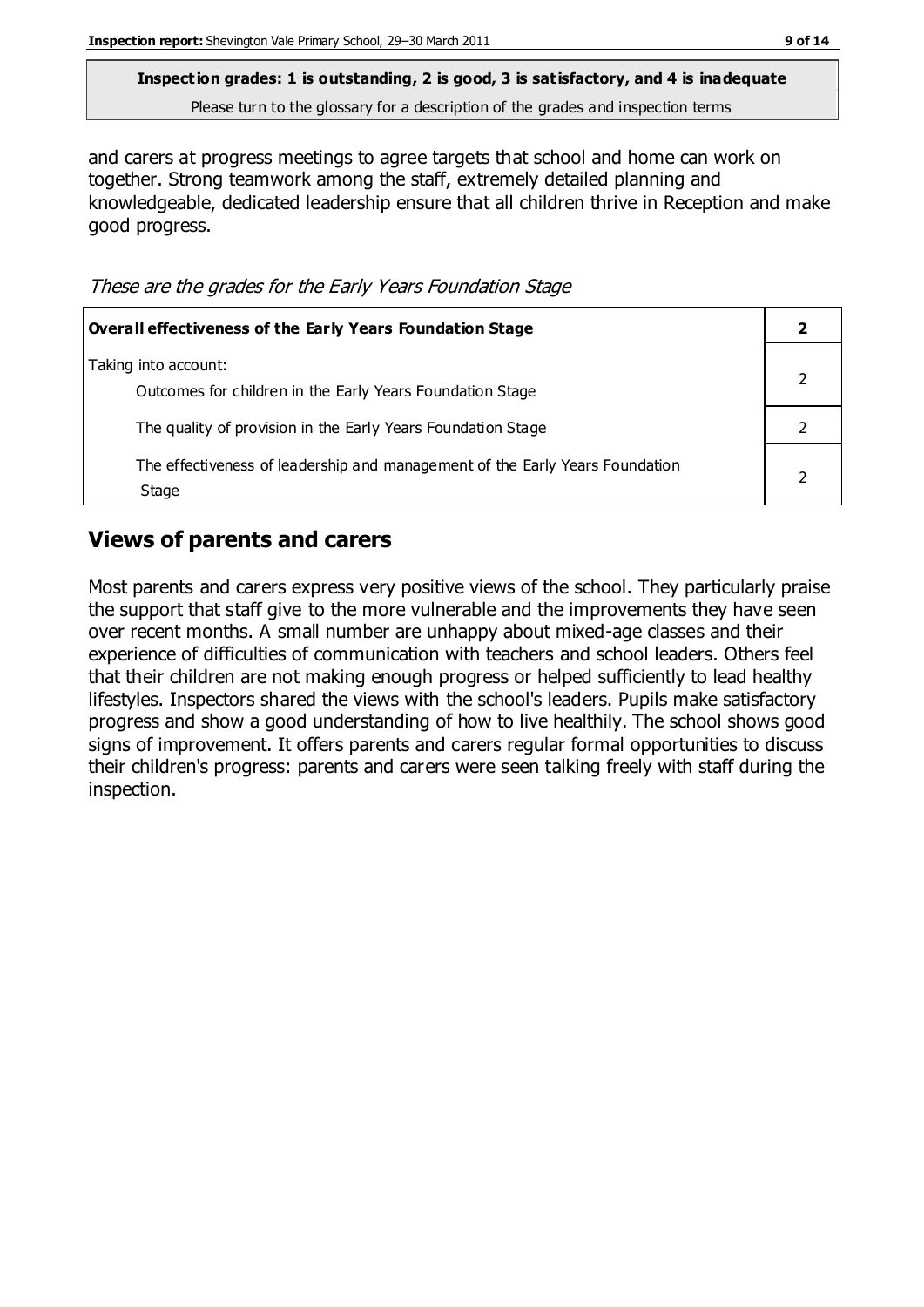**Inspection grades: 1 is outstanding, 2 is good, 3 is satisfactory, and 4 is inadequate**
Please turn to the glossary for a description of the grades and inspection terms

and carers at progress meetings to agree targets that school and home can work on together. Strong teamwork among the staff, extremely detailed planning and knowledgeable, dedicated leadership ensure that all children thrive in Reception and make good progress.

*These are the grades for the Early Years Foundation Stage*

| **Overall effectiveness of the Early Years Foundation Stage** | **2** |
|---|---|
| Taking into account:<br>Outcomes for children in the Early Years Foundation Stage | 2 |
| The quality of provision in the Early Years Foundation Stage | 2 |
| The effectiveness of leadership and management of the Early Years Foundation Stage | 2 |

## Views of parents and carers

Most parents and carers express very positive views of the school. They particularly praise the support that staff give to the more vulnerable and the improvements they have seen over recent months. A small number are unhappy about mixed-age classes and their experience of difficulties of communication with teachers and school leaders. Others feel that their children are not making enough progress or helped sufficiently to lead healthy lifestyles. Inspectors shared the views with the school's leaders. Pupils make satisfactory progress and show a good understanding of how to live healthily. The school shows good signs of improvement. It offers parents and carers regular formal opportunities to discuss their children's progress: parents and carers were seen talking freely with staff during the inspection.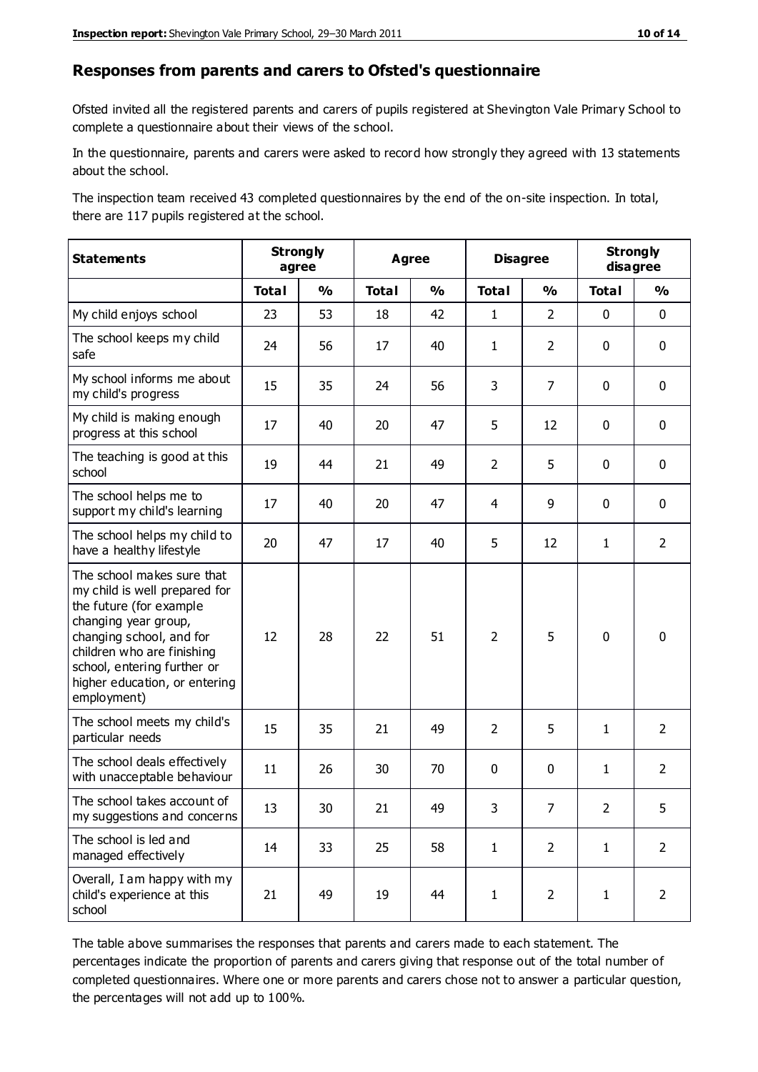## Responses from parents and carers to Ofsted's questionnaire

Ofsted invited all the registered parents and carers of pupils registered at Shevington Vale Primary School to complete a questionnaire about their views of the school.

In the questionnaire, parents and carers were asked to record how strongly they agreed with 13 statements about the school.

The inspection team received 43 completed questionnaires by the end of the on-site inspection. In total, there are 117 pupils registered at the school.

| Statements | Strongly agree | | Agree | | Disagree | | Strongly disagree | |
|---|---|---|---|---|---|---|---|---|
| | Total | % | Total | % | Total | % | Total | % |
| My child enjoys school | 23 | 53 | 18 | 42 | 1 | 2 | 0 | 0 |
| The school keeps my child safe | 24 | 56 | 17 | 40 | 1 | 2 | 0 | 0 |
| My school informs me about my child's progress | 15 | 35 | 24 | 56 | 3 | 7 | 0 | 0 |
| My child is making enough progress at this school | 17 | 40 | 20 | 47 | 5 | 12 | 0 | 0 |
| The teaching is good at this school | 19 | 44 | 21 | 49 | 2 | 5 | 0 | 0 |
| The school helps me to support my child's learning | 17 | 40 | 20 | 47 | 4 | 9 | 0 | 0 |
| The school helps my child to have a healthy lifestyle | 20 | 47 | 17 | 40 | 5 | 12 | 1 | 2 |
| The school makes sure that my child is well prepared for the future (for example changing year group, changing school, and for children who are finishing school, entering further or higher education, or entering employment) | 12 | 28 | 22 | 51 | 2 | 5 | 0 | 0 |
| The school meets my child's particular needs | 15 | 35 | 21 | 49 | 2 | 5 | 1 | 2 |
| The school deals effectively with unacceptable behaviour | 11 | 26 | 30 | 70 | 0 | 0 | 1 | 2 |
| The school takes account of my suggestions and concerns | 13 | 30 | 21 | 49 | 3 | 7 | 2 | 5 |
| The school is led and managed effectively | 14 | 33 | 25 | 58 | 1 | 2 | 1 | 2 |
| Overall, I am happy with my child's experience at this school | 21 | 49 | 19 | 44 | 1 | 2 | 1 | 2 |

The table above summarises the responses that parents and carers made to each statement. The percentages indicate the proportion of parents and carers giving that response out of the total number of completed questionnaires. Where one or more parents and carers chose not to answer a particular question, the percentages will not add up to 100%.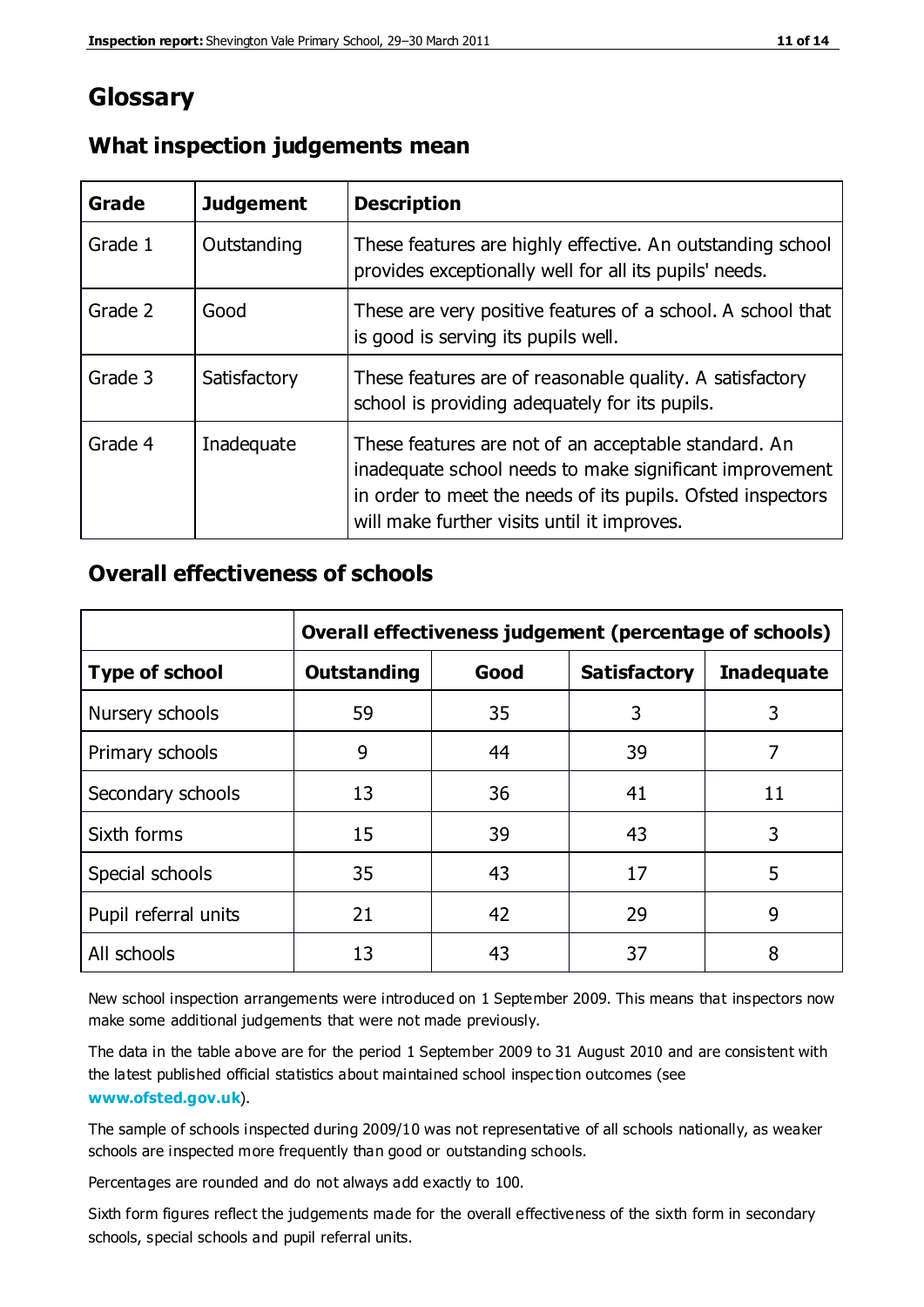# Glossary

## What inspection judgements mean

| Grade | Judgement | Description |
| --- | --- | --- |
| Grade 1 | Outstanding | These features are highly effective. An outstanding school provides exceptionally well for all its pupils' needs. |
| Grade 2 | Good | These are very positive features of a school. A school that is good is serving its pupils well. |
| Grade 3 | Satisfactory | These features are of reasonable quality. A satisfactory school is providing adequately for its pupils. |
| Grade 4 | Inadequate | These features are not of an acceptable standard. An inadequate school needs to make significant improvement in order to meet the needs of its pupils. Ofsted inspectors will make further visits until it improves. |

## Overall effectiveness of schools

| | Overall effectiveness judgement (percentage of schools) | | | |
| --- | --- | --- | --- | --- |
| **Type of school** | **Outstanding** | **Good** | **Satisfactory** | **Inadequate** |
| Nursery schools | 59 | 35 | 3 | 3 |
| Primary schools | 9 | 44 | 39 | 7 |
| Secondary schools | 13 | 36 | 41 | 11 |
| Sixth forms | 15 | 39 | 43 | 3 |
| Special schools | 35 | 43 | 17 | 5 |
| Pupil referral units | 21 | 42 | 29 | 9 |
| All schools | 13 | 43 | 37 | 8 |

New school inspection arrangements were introduced on 1 September 2009. This means that inspectors now make some additional judgements that were not made previously.

The data in the table above are for the period 1 September 2009 to 31 August 2010 and are consistent with the latest published official statistics about maintained school inspection outcomes (see **www.ofsted.gov.uk**).

The sample of schools inspected during 2009/10 was not representative of all schools nationally, as weaker schools are inspected more frequently than good or outstanding schools.

Percentages are rounded and do not always add exactly to 100.

Sixth form figures reflect the judgements made for the overall effectiveness of the sixth form in secondary schools, special schools and pupil referral units.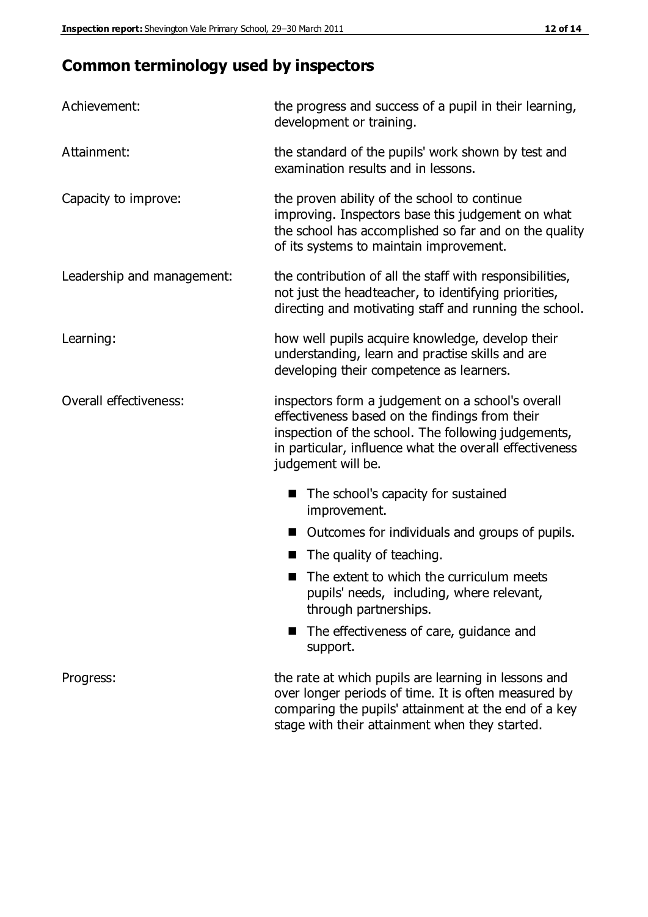## Common terminology used by inspectors

| | |
|---|---|
| Achievement: | the progress and success of a pupil in their learning, development or training. |
| Attainment: | the standard of the pupils' work shown by test and examination results and in lessons. |
| Capacity to improve: | the proven ability of the school to continue improving. Inspectors base this judgement on what the school has accomplished so far and on the quality of its systems to maintain improvement. |
| Leadership and management: | the contribution of all the staff with responsibilities, not just the headteacher, to identifying priorities, directing and motivating staff and running the school. |
| Learning: | how well pupils acquire knowledge, develop their understanding, learn and practise skills and are developing their competence as learners. |
| Overall effectiveness: | inspectors form a judgement on a school's overall effectiveness based on the findings from their inspection of the school. The following judgements, in particular, influence what the overall effectiveness judgement will be.<br>■ The school's capacity for sustained improvement.<br>■ Outcomes for individuals and groups of pupils.<br>■ The quality of teaching.<br>■ The extent to which the curriculum meets pupils' needs, including, where relevant, through partnerships.<br>■ The effectiveness of care, guidance and support. |
| Progress: | the rate at which pupils are learning in lessons and over longer periods of time. It is often measured by comparing the pupils' attainment at the end of a key stage with their attainment when they started. |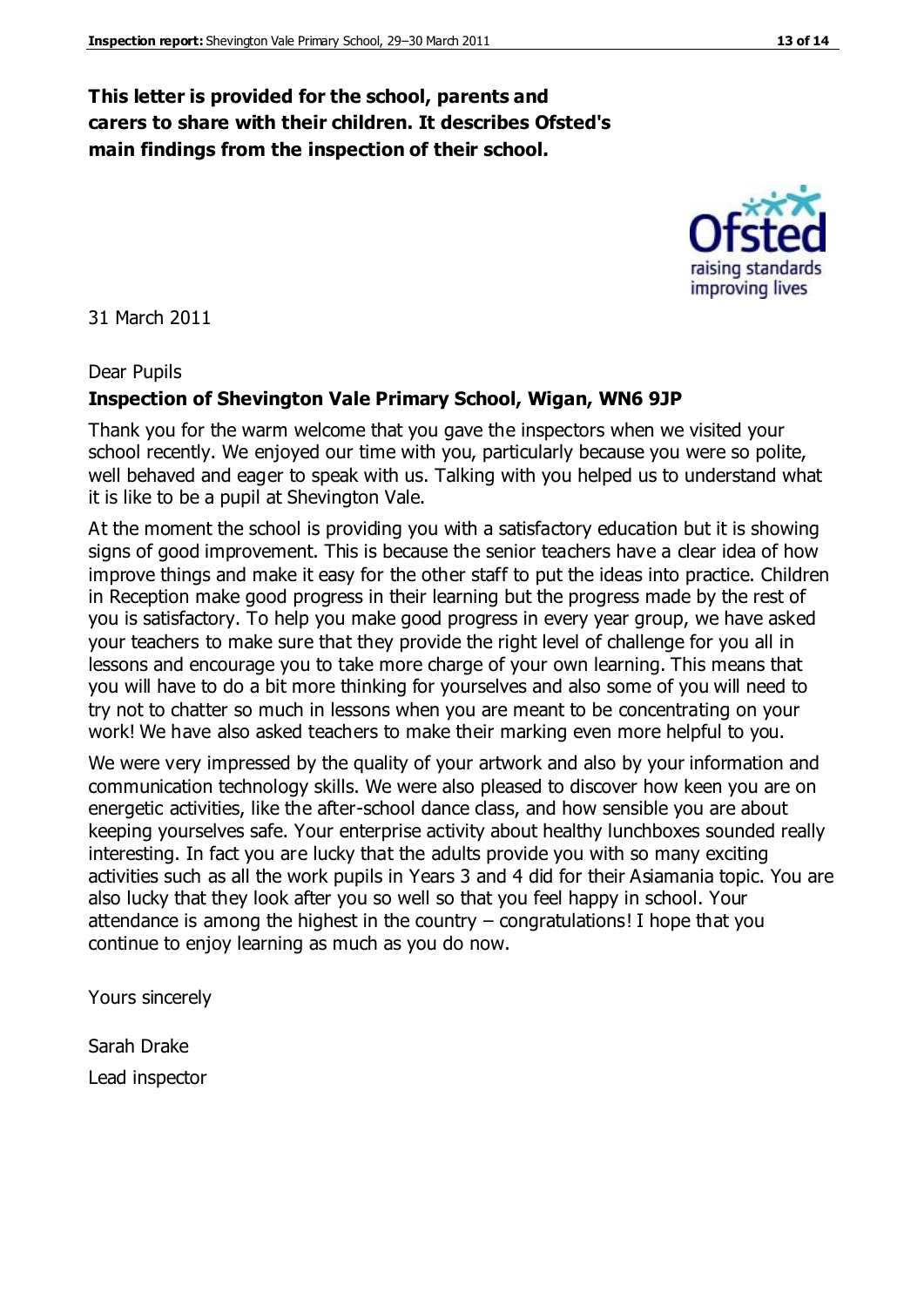**This letter is provided for the school, parents and carers to share with their children. It describes Ofsted's main findings from the inspection of their school.**

31 March 2011

Dear Pupils

**Inspection of Shevington Vale Primary School, Wigan, WN6 9JP**

Thank you for the warm welcome that you gave the inspectors when we visited your school recently. We enjoyed our time with you, particularly because you were so polite, well behaved and eager to speak with us. Talking with you helped us to understand what it is like to be a pupil at Shevington Vale.

At the moment the school is providing you with a satisfactory education but it is showing signs of good improvement. This is because the senior teachers have a clear idea of how improve things and make it easy for the other staff to put the ideas into practice. Children in Reception make good progress in their learning but the progress made by the rest of you is satisfactory. To help you make good progress in every year group, we have asked your teachers to make sure that they provide the right level of challenge for you all in lessons and encourage you to take more charge of your own learning. This means that you will have to do a bit more thinking for yourselves and also some of you will need to try not to chatter so much in lessons when you are meant to be concentrating on your work! We have also asked teachers to make their marking even more helpful to you.

We were very impressed by the quality of your artwork and also by your information and communication technology skills. We were also pleased to discover how keen you are on energetic activities, like the after-school dance class, and how sensible you are about keeping yourselves safe. Your enterprise activity about healthy lunchboxes sounded really interesting. In fact you are lucky that the adults provide you with so many exciting activities such as all the work pupils in Years 3 and 4 did for their Asiamania topic. You are also lucky that they look after you so well so that you feel happy in school. Your attendance is among the highest in the country – congratulations! I hope that you continue to enjoy learning as much as you do now.

Yours sincerely

Sarah Drake

Lead inspector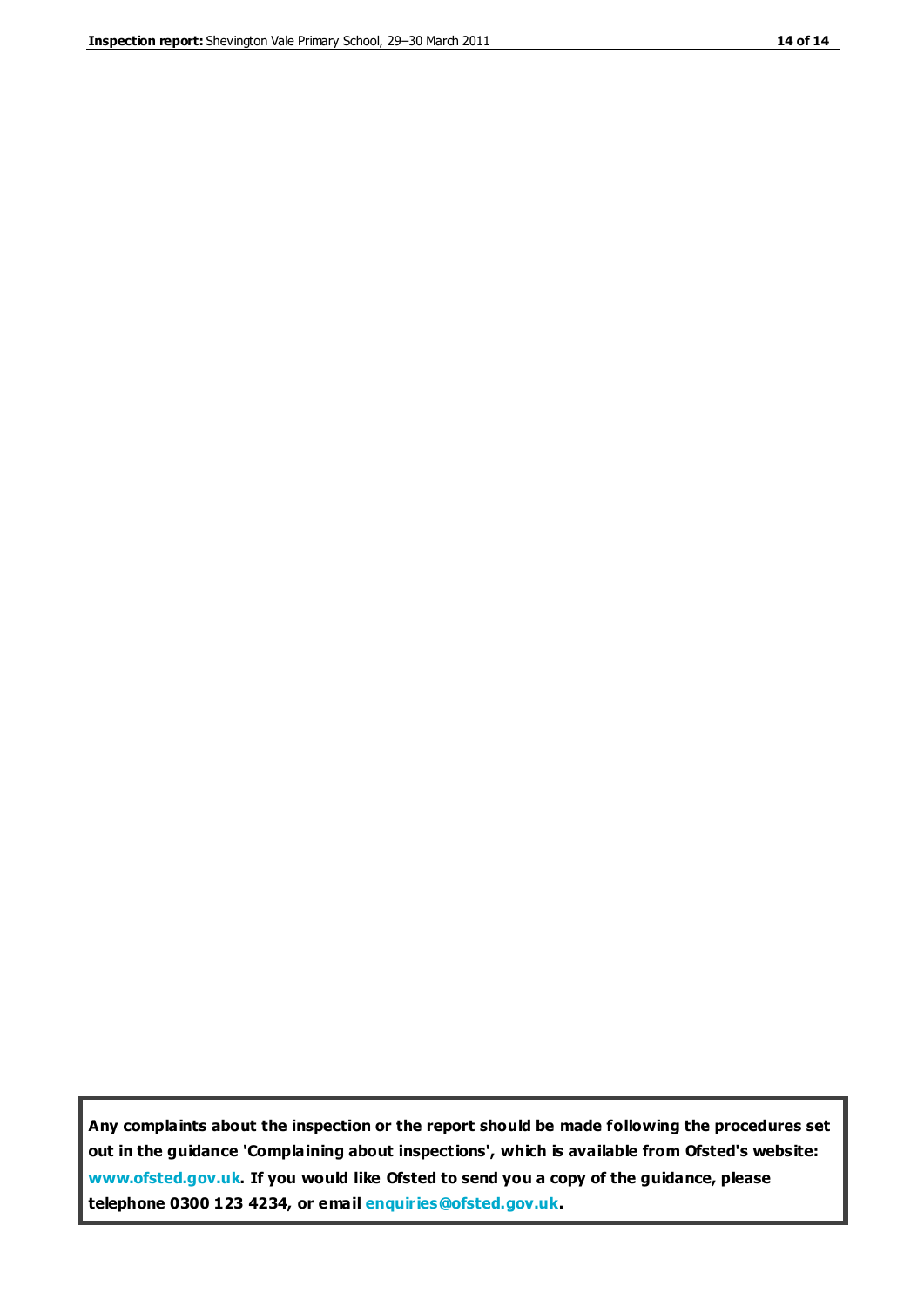**Any complaints about the inspection or the report should be made following the procedures set out in the guidance 'Complaining about inspections', which is available from Ofsted's website: www.ofsted.gov.uk. If you would like Ofsted to send you a copy of the guidance, please telephone 0300 123 4234, or email enquiries@ofsted.gov.uk.**